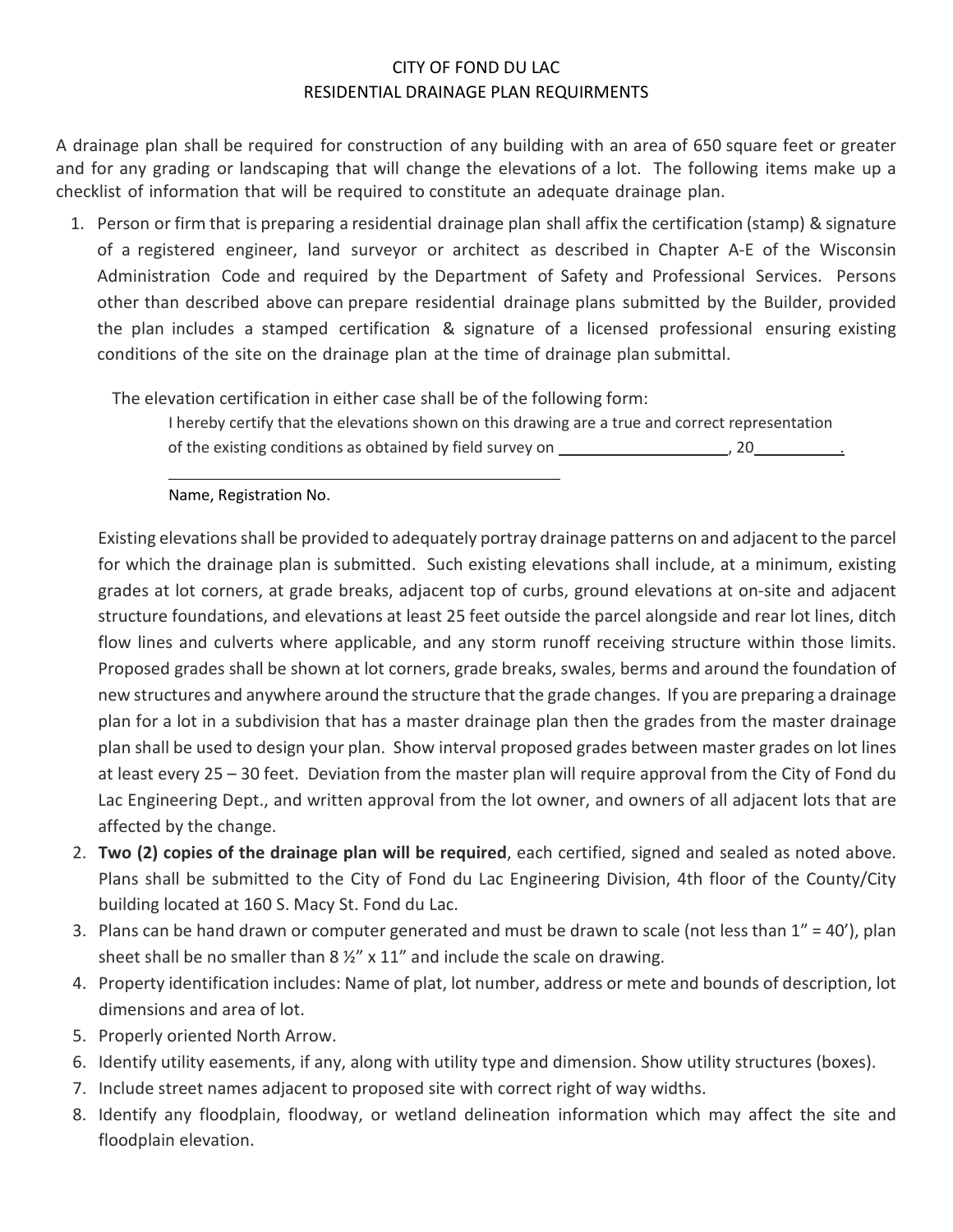# CITY OF FOND DU LAC
## RESIDENTIAL DRAINAGE PLAN REQUIRMENTS

A drainage plan shall be required for construction of any building with an area of 650 square feet or greater and for any grading or landscaping that will change the elevations of a lot. The following items make up a checklist of information that will be required to constitute an adequate drainage plan.

1. Person or firm that is preparing a residential drainage plan shall affix the certification (stamp) & signature of a registered engineer, land surveyor or architect as described in Chapter A-E of the Wisconsin Administration Code and required by the Department of Safety and Professional Services. Persons other than described above can prepare residential drainage plans submitted by the Builder, provided the plan includes a stamped certification & signature of a licensed professional ensuring existing conditions of the site on the drainage plan at the time of drainage plan submittal.

   The elevation certification in either case shall be of the following form:

   > I hereby certify that the elevations shown on this drawing are a true and correct representation of the existing conditions as obtained by field survey on ____________________, 20__________.
   >
   > ______________________________________________
   >
   > Name, Registration No.

   Existing elevations shall be provided to adequately portray drainage patterns on and adjacent to the parcel for which the drainage plan is submitted. Such existing elevations shall include, at a minimum, existing grades at lot corners, at grade breaks, adjacent top of curbs, ground elevations at on-site and adjacent structure foundations, and elevations at least 25 feet outside the parcel alongside and rear lot lines, ditch flow lines and culverts where applicable, and any storm runoff receiving structure within those limits. Proposed grades shall be shown at lot corners, grade breaks, swales, berms and around the foundation of new structures and anywhere around the structure that the grade changes. If you are preparing a drainage plan for a lot in a subdivision that has a master drainage plan then the grades from the master drainage plan shall be used to design your plan. Show interval proposed grades between master grades on lot lines at least every 25 – 30 feet. Deviation from the master plan will require approval from the City of Fond du Lac Engineering Dept., and written approval from the lot owner, and owners of all adjacent lots that are affected by the change.

2. **Two (2) copies of the drainage plan will be required**, each certified, signed and sealed as noted above. Plans shall be submitted to the City of Fond du Lac Engineering Division, 4th floor of the County/City building located at 160 S. Macy St. Fond du Lac.
3. Plans can be hand drawn or computer generated and must be drawn to scale (not less than 1" = 40'), plan sheet shall be no smaller than 8 ½" x 11" and include the scale on drawing.
4. Property identification includes: Name of plat, lot number, address or mete and bounds of description, lot dimensions and area of lot.
5. Properly oriented North Arrow.
6. Identify utility easements, if any, along with utility type and dimension. Show utility structures (boxes).
7. Include street names adjacent to proposed site with correct right of way widths.
8. Identify any floodplain, floodway, or wetland delineation information which may affect the site and floodplain elevation.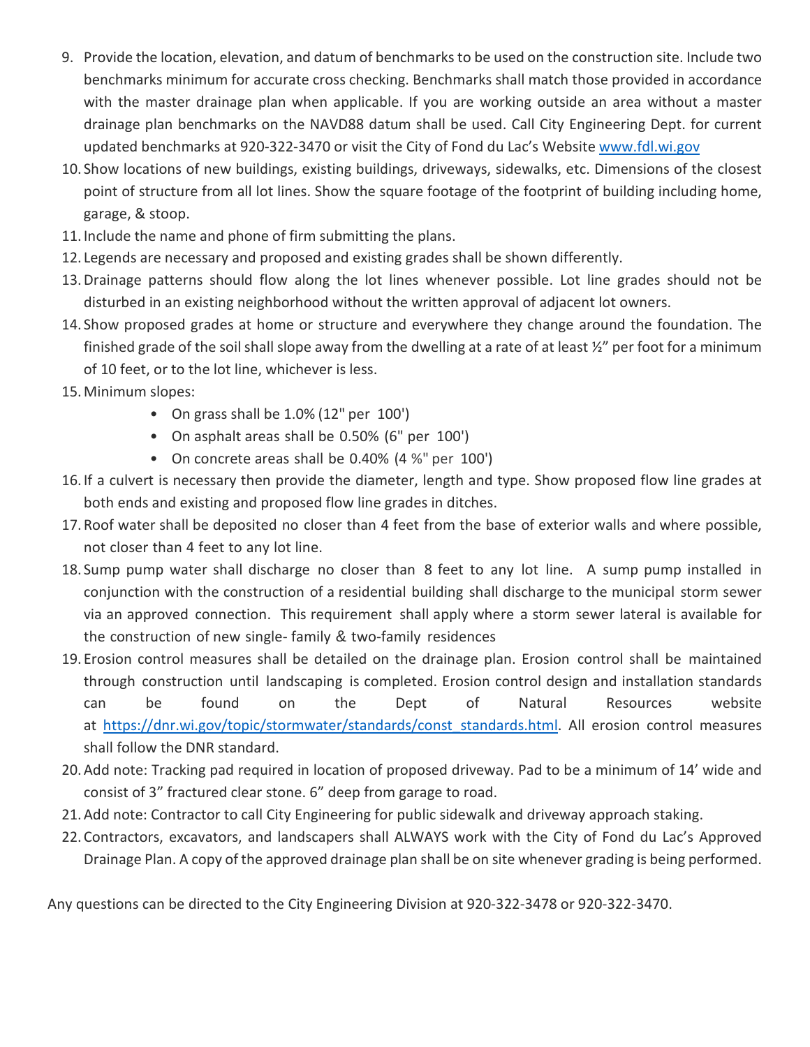9. Provide the location, elevation, and datum of benchmarks to be used on the construction site. Include two benchmarks minimum for accurate cross checking. Benchmarks shall match those provided in accordance with the master drainage plan when applicable. If you are working outside an area without a master drainage plan benchmarks on the NAVD88 datum shall be used. Call City Engineering Dept. for current updated benchmarks at 920-322-3470 or visit the City of Fond du Lac's Website [www.fdl.wi.gov](www.fdl.wi.gov)
10. Show locations of new buildings, existing buildings, driveways, sidewalks, etc. Dimensions of the closest point of structure from all lot lines. Show the square footage of the footprint of building including home, garage, & stoop.
11. Include the name and phone of firm submitting the plans.
12. Legends are necessary and proposed and existing grades shall be shown differently.
13. Drainage patterns should flow along the lot lines whenever possible. Lot line grades should not be disturbed in an existing neighborhood without the written approval of adjacent lot owners.
14. Show proposed grades at home or structure and everywhere they change around the foundation. The finished grade of the soil shall slope away from the dwelling at a rate of at least ½" per foot for a minimum of 10 feet, or to the lot line, whichever is less.
15. Minimum slopes:
    - On grass shall be 1.0% (12" per 100')
    - On asphalt areas shall be 0.50% (6" per 100')
    - On concrete areas shall be 0.40% (4 ⅘" per 100')
16. If a culvert is necessary then provide the diameter, length and type. Show proposed flow line grades at both ends and existing and proposed flow line grades in ditches.
17. Roof water shall be deposited no closer than 4 feet from the base of exterior walls and where possible, not closer than 4 feet to any lot line.
18. Sump pump water shall discharge no closer than 8 feet to any lot line. A sump pump installed in conjunction with the construction of a residential building shall discharge to the municipal storm sewer via an approved connection. This requirement shall apply where a storm sewer lateral is available for the construction of new single- family & two-family residences
19. Erosion control measures shall be detailed on the drainage plan. Erosion control shall be maintained through construction until landscaping is completed. Erosion control design and installation standards can be found on the Dept of Natural Resources website at [https://dnr.wi.gov/topic/stormwater/standards/const_standards.html](https://dnr.wi.gov/topic/stormwater/standards/const_standards.html). All erosion control measures shall follow the DNR standard.
20. Add note: Tracking pad required in location of proposed driveway. Pad to be a minimum of 14' wide and consist of 3" fractured clear stone. 6" deep from garage to road.
21. Add note: Contractor to call City Engineering for public sidewalk and driveway approach staking.
22. Contractors, excavators, and landscapers shall ALWAYS work with the City of Fond du Lac's Approved Drainage Plan. A copy of the approved drainage plan shall be on site whenever grading is being performed.

Any questions can be directed to the City Engineering Division at 920-322-3478 or 920-322-3470.